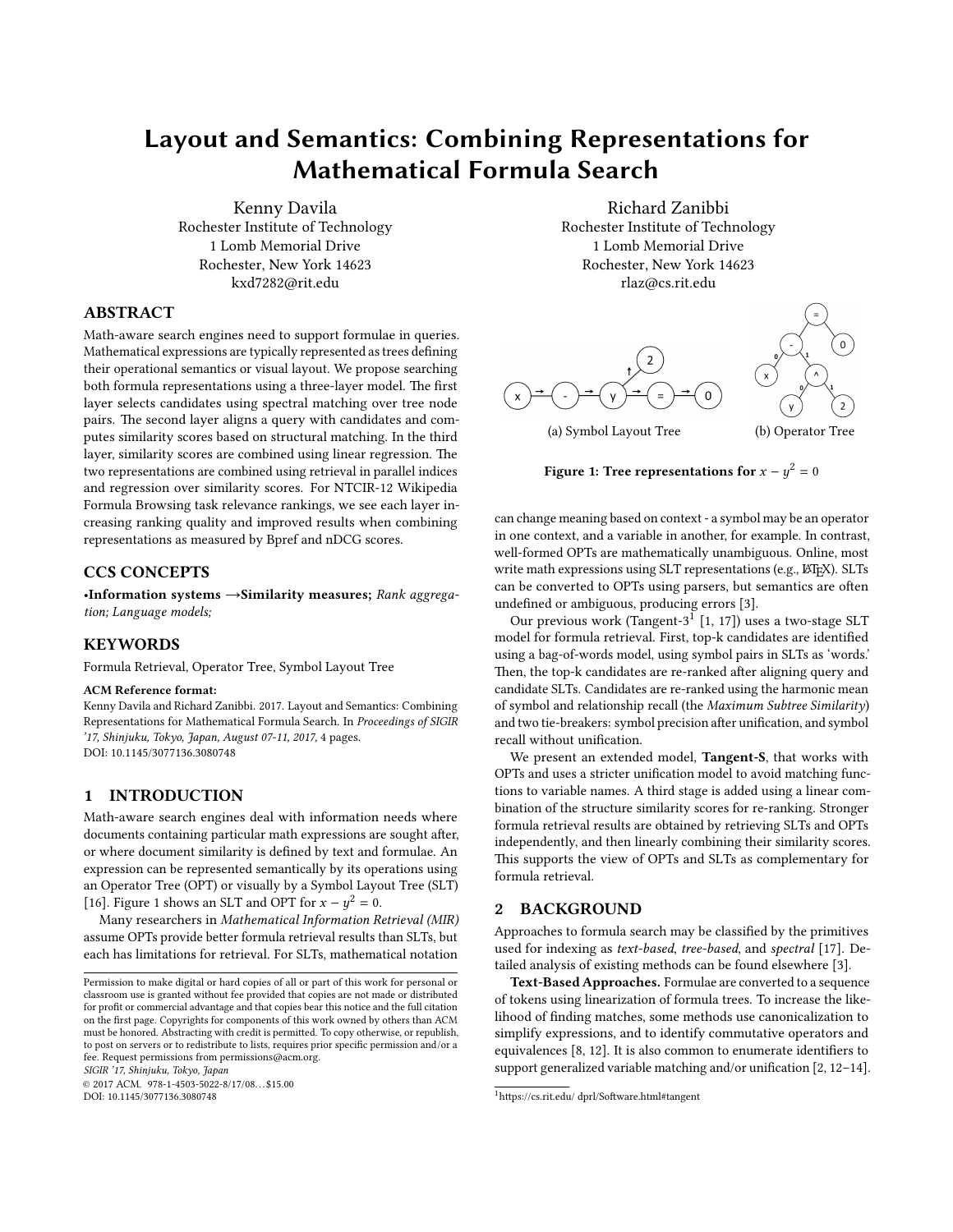# Layout and Semantics: Combining Representations for Mathematical Formula Search

Kenny Davila
Rochester Institute of Technology
1 Lomb Memorial Drive
Rochester, New York 14623
kxd7282@rit.edu

Richard Zanibbi
Rochester Institute of Technology
1 Lomb Memorial Drive
Rochester, New York 14623
rlaz@cs.rit.edu

## ABSTRACT

Math-aware search engines need to support formulae in queries. Mathematical expressions are typically represented as trees defining their operational semantics or visual layout. We propose searching both formula representations using a three-layer model. The first layer selects candidates using spectral matching over tree node pairs. The second layer aligns a query with candidates and computes similarity scores based on structural matching. In the third layer, similarity scores are combined using linear regression. The two representations are combined using retrieval in parallel indices and regression over similarity scores. For NTCIR-12 Wikipedia Formula Browsing task relevance rankings, we see each layer increasing ranking quality and improved results when combining representations as measured by Bpref and nDCG scores.

## CCS CONCEPTS

•**Information systems** →**Similarity measures;** *Rank aggregation; Language models;*

## KEYWORDS

Formula Retrieval, Operator Tree, Symbol Layout Tree

**ACM Reference format:**
Kenny Davila and Richard Zanibbi. 2017. Layout and Semantics: Combining Representations for Mathematical Formula Search. In *Proceedings of SIGIR '17, Shinjuku, Tokyo, Japan, August 07-11, 2017,* 4 pages.
DOI: 10.1145/3077136.3080748

## 1 INTRODUCTION

Math-aware search engines deal with information needs where documents containing particular math expressions are sought after, or where document similarity is defined by text and formulae. An expression can be represented semantically by its operations using an Operator Tree (OPT) or visually by a Symbol Layout Tree (SLT) [16]. Figure 1 shows an SLT and OPT for $x - y^2 = 0$.

Many researchers in *Mathematical Information Retrieval (MIR)* assume OPTs provide better formula retrieval results than SLTs, but each has limitations for retrieval. For SLTs, mathematical notation can change meaning based on context - a symbol may be an operator in one context, and a variable in another, for example. In contrast, well-formed OPTs are mathematically unambiguous. Online, most write math expressions using SLT representations (e.g., LaTeX). SLTs can be converted to OPTs using parsers, but semantics are often undefined or ambiguous, producing errors [3].

(a) Symbol Layout Tree (b) Operator Tree

**Figure 1: Tree representations for $x - y^2 = 0$**

Our previous work (Tangent-3[1] [1, 17]) uses a two-stage SLT model for formula retrieval. First, top-k candidates are identified using a bag-of-words model, using symbol pairs in SLTs as 'words.' Then, the top-k candidates are re-ranked after aligning query and candidate SLTs. Candidates are re-ranked using the harmonic mean of symbol and relationship recall (the *Maximum Subtree Similarity*) and two tie-breakers: symbol precision after unification, and symbol recall without unification.

We present an extended model, **Tangent-S**, that works with OPTs and uses a stricter unification model to avoid matching functions to variable names. A third stage is added using a linear combination of the structure similarity scores for re-ranking. Stronger formula retrieval results are obtained by retrieving SLTs and OPTs independently, and then linearly combining their similarity scores. This supports the view of OPTs and SLTs as complementary for formula retrieval.

## 2 BACKGROUND

Approaches to formula search may be classified by the primitives used for indexing as *text-based*, *tree-based*, and *spectral* [17]. Detailed analysis of existing methods can be found elsewhere [3].

**Text-Based Approaches.** Formulae are converted to a sequence of tokens using linearization of formula trees. To increase the likelihood of finding matches, some methods use canonicalization to simplify expressions, and to identify commutative operators and equivalences [8, 12]. It is also common to enumerate identifiers to support generalized variable matching and/or unification [2, 12–14].

[1] https://cs.rit.edu/ dprl/Software.html#tangent

Permission to make digital or hard copies of all or part of this work for personal or classroom use is granted without fee provided that copies are not made or distributed for profit or commercial advantage and that copies bear this notice and the full citation on the first page. Copyrights for components of this work owned by others than ACM must be honored. Abstracting with credit is permitted. To copy otherwise, or republish, to post on servers or to redistribute to lists, requires prior specific permission and/or a fee. Request permissions from permissions@acm.org.
*SIGIR '17, Shinjuku, Tokyo, Japan*
© 2017 ACM. 978-1-4503-5022-8/17/08…$15.00
DOI: 10.1145/3077136.3080748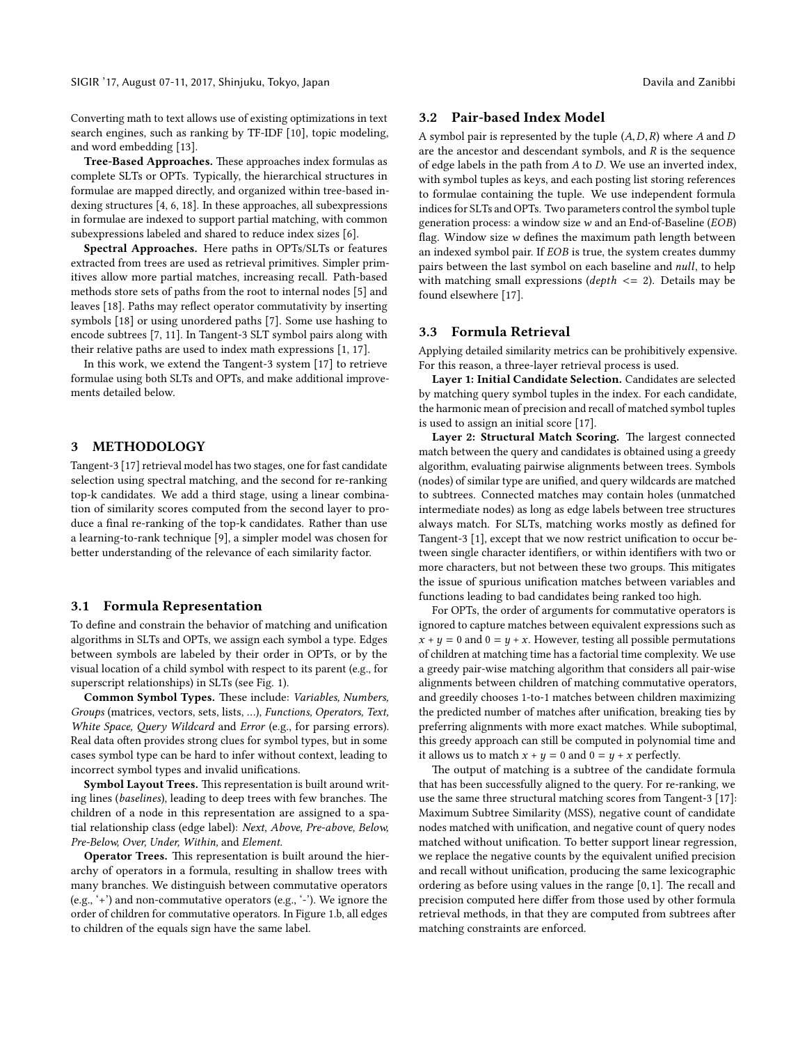Converting math to text allows use of existing optimizations in text search engines, such as ranking by TF-IDF [10], topic modeling, and word embedding [13].

**Tree-Based Approaches.** These approaches index formulas as complete SLTs or OPTs. Typically, the hierarchical structures in formulae are mapped directly, and organized within tree-based indexing structures [4, 6, 18]. In these approaches, all subexpressions in formulae are indexed to support partial matching, with common subexpressions labeled and shared to reduce index sizes [6].

**Spectral Approaches.** Here paths in OPTs/SLTs or features extracted from trees are used as retrieval primitives. Simpler primitives allow more partial matches, increasing recall. Path-based methods store sets of paths from the root to internal nodes [5] and leaves [18]. Paths may reflect operator commutativity by inserting symbols [18] or using unordered paths [7]. Some use hashing to encode subtrees [7, 11]. In Tangent-3 SLT symbol pairs along with their relative paths are used to index math expressions [1, 17].

In this work, we extend the Tangent-3 system [17] to retrieve formulae using both SLTs and OPTs, and make additional improvements detailed below.

# 3 METHODOLOGY

Tangent-3 [17] retrieval model has two stages, one for fast candidate selection using spectral matching, and the second for re-ranking top-k candidates. We add a third stage, using a linear combination of similarity scores computed from the second layer to produce a final re-ranking of the top-k candidates. Rather than use a learning-to-rank technique [9], a simpler model was chosen for better understanding of the relevance of each similarity factor.

## 3.1 Formula Representation

To define and constrain the behavior of matching and unification algorithms in SLTs and OPTs, we assign each symbol a type. Edges between symbols are labeled by their order in OPTs, or by the visual location of a child symbol with respect to its parent (e.g., for superscript relationships) in SLTs (see Fig. 1).

**Common Symbol Types.** These include: *Variables, Numbers, Groups* (matrices, vectors, sets, lists, ...), *Functions, Operators, Text, White Space, Query Wildcard* and *Error* (e.g., for parsing errors). Real data often provides strong clues for symbol types, but in some cases symbol type can be hard to infer without context, leading to incorrect symbol types and invalid unifications.

**Symbol Layout Trees.** This representation is built around writing lines (*baselines*), leading to deep trees with few branches. The children of a node in this representation are assigned to a spatial relationship class (edge label): *Next, Above, Pre-above, Below, Pre-Below, Over, Under, Within,* and *Element.*

**Operator Trees.** This representation is built around the hierarchy of operators in a formula, resulting in shallow trees with many branches. We distinguish between commutative operators (e.g., '+') and non-commutative operators (e.g., '-'). We ignore the order of children for commutative operators. In Figure 1.b, all edges to children of the equals sign have the same label.

## 3.2 Pair-based Index Model

A symbol pair is represented by the tuple $(A, D, R)$ where $A$ and $D$ are the ancestor and descendant symbols, and $R$ is the sequence of edge labels in the path from $A$ to $D$. We use an inverted index, with symbol tuples as keys, and each posting list storing references to formulae containing the tuple. We use independent formula indices for SLTs and OPTs. Two parameters control the symbol tuple generation process: a window size $w$ and an End-of-Baseline (*EOB*) flag. Window size $w$ defines the maximum path length between an indexed symbol pair. If *EOB* is true, the system creates dummy pairs between the last symbol on each baseline and *null*, to help with matching small expressions ($depth <= 2$). Details may be found elsewhere [17].

## 3.3 Formula Retrieval

Applying detailed similarity metrics can be prohibitively expensive. For this reason, a three-layer retrieval process is used.

**Layer 1: Initial Candidate Selection.** Candidates are selected by matching query symbol tuples in the index. For each candidate, the harmonic mean of precision and recall of matched symbol tuples is used to assign an initial score [17].

**Layer 2: Structural Match Scoring.** The largest connected match between the query and candidates is obtained using a greedy algorithm, evaluating pairwise alignments between trees. Symbols (nodes) of similar type are unified, and query wildcards are matched to subtrees. Connected matches may contain holes (unmatched intermediate nodes) as long as edge labels between tree structures always match. For SLTs, matching works mostly as defined for Tangent-3 [1], except that we now restrict unification to occur between single character identifiers, or within identifiers with two or more characters, but not between these two groups. This mitigates the issue of spurious unification matches between variables and functions leading to bad candidates being ranked too high.

For OPTs, the order of arguments for commutative operators is ignored to capture matches between equivalent expressions such as $x + y = 0$ and $0 = y + x$. However, testing all possible permutations of children at matching time has a factorial time complexity. We use a greedy pair-wise matching algorithm that considers all pair-wise alignments between children of matching commutative operators, and greedily chooses 1-to-1 matches between children maximizing the predicted number of matches after unification, breaking ties by preferring alignments with more exact matches. While suboptimal, this greedy approach can still be computed in polynomial time and it allows us to match $x + y = 0$ and $0 = y + x$ perfectly.

The output of matching is a subtree of the candidate formula that has been successfully aligned to the query. For re-ranking, we use the same three structural matching scores from Tangent-3 [17]: Maximum Subtree Similarity (MSS), negative count of candidate nodes matched with unification, and negative count of query nodes matched without unification. To better support linear regression, we replace the negative counts by the equivalent unified precision and recall without unification, producing the same lexicographic ordering as before using values in the range $[0, 1]$. The recall and precision computed here differ from those used by other formula retrieval methods, in that they are computed from subtrees after matching constraints are enforced.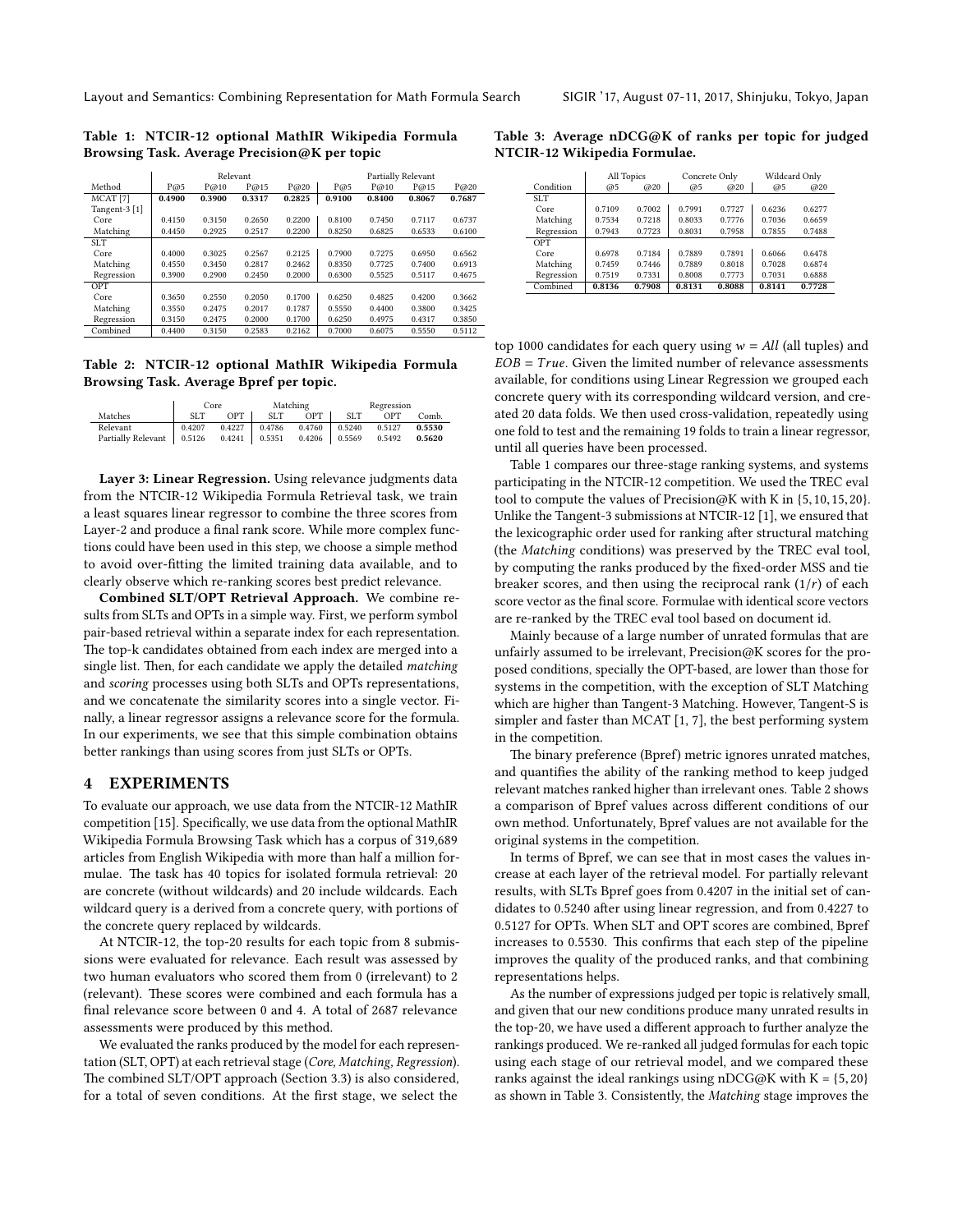**Table 1: NTCIR-12 optional MathIR Wikipedia Formula Browsing Task. Average Precision@K per topic**

| | Relevant | | | | Partially Relevant | | | |
|---|---|---|---|---|---|---|---|---|
| Method | P@5 | P@10 | P@15 | P@20 | P@5 | P@10 | P@15 | P@20 |
| MCAT [7] | **0.4900** | **0.3900** | **0.3317** | **0.2825** | **0.9100** | **0.8400** | **0.8067** | **0.7687** |
| Tangent-3 [1] | | | | | | | | |
| Core | 0.4150 | 0.3150 | 0.2650 | 0.2200 | 0.8100 | 0.7450 | 0.7117 | 0.6737 |
| Matching | 0.4450 | 0.2925 | 0.2517 | 0.2200 | 0.8250 | 0.6825 | 0.6533 | 0.6100 |
| SLT | | | | | | | | |
| Core | 0.4000 | 0.3025 | 0.2567 | 0.2125 | 0.7900 | 0.7275 | 0.6950 | 0.6562 |
| Matching | 0.4550 | 0.3450 | 0.2817 | 0.2462 | 0.8350 | 0.7725 | 0.7400 | 0.6913 |
| Regression | 0.3900 | 0.2900 | 0.2450 | 0.2000 | 0.6300 | 0.5525 | 0.5117 | 0.4675 |
| OPT | | | | | | | | |
| Core | 0.3650 | 0.2550 | 0.2050 | 0.1700 | 0.6250 | 0.4825 | 0.4200 | 0.3662 |
| Matching | 0.3550 | 0.2475 | 0.2017 | 0.1787 | 0.5550 | 0.4400 | 0.3800 | 0.3425 |
| Regression | 0.3150 | 0.2475 | 0.2000 | 0.1700 | 0.6250 | 0.4975 | 0.4317 | 0.3850 |
| Combined | 0.4400 | 0.3150 | 0.2583 | 0.2162 | 0.7000 | 0.6075 | 0.5550 | 0.5112 |

**Table 2: NTCIR-12 optional MathIR Wikipedia Formula Browsing Task. Average Bpref per topic.**

| | Core | | Matching | | Regression | | |
|---|---|---|---|---|---|---|---|
| Matches | SLT | OPT | SLT | OPT | SLT | OPT | Comb. |
| Relevant | 0.4207 | 0.4227 | 0.4786 | 0.4760 | 0.5240 | 0.5127 | **0.5530** |
| Partially Relevant | 0.5126 | 0.4241 | 0.5351 | 0.4206 | 0.5569 | 0.5492 | **0.5620** |

**Layer 3: Linear Regression.** Using relevance judgments data from the NTCIR-12 Wikipedia Formula Retrieval task, we train a least squares linear regressor to combine the three scores from Layer-2 and produce a final rank score. While more complex functions could have been used in this step, we choose a simple method to avoid over-fitting the limited training data available, and to clearly observe which re-ranking scores best predict relevance.

**Combined SLT/OPT Retrieval Approach.** We combine results from SLTs and OPTs in a simple way. First, we perform symbol pair-based retrieval within a separate index for each representation. The top-k candidates obtained from each index are merged into a single list. Then, for each candidate we apply the detailed *matching* and *scoring* processes using both SLTs and OPTs representations, and we concatenate the similarity scores into a single vector. Finally, a linear regressor assigns a relevance score for the formula. In our experiments, we see that this simple combination obtains better rankings than using scores from just SLTs or OPTs.

## 4 EXPERIMENTS

To evaluate our approach, we use data from the NTCIR-12 MathIR competition [15]. Specifically, we use data from the optional MathIR Wikipedia Formula Browsing Task which has a corpus of 319,689 articles from English Wikipedia with more than half a million formulae. The task has 40 topics for isolated formula retrieval: 20 are concrete (without wildcards) and 20 include wildcards. Each wildcard query is a derived from a concrete query, with portions of the concrete query replaced by wildcards.

At NTCIR-12, the top-20 results for each topic from 8 submissions were evaluated for relevance. Each result was assessed by two human evaluators who scored them from 0 (irrelevant) to 2 (relevant). These scores were combined and each formula has a final relevance score between 0 and 4. A total of 2687 relevance assessments were produced by this method.

We evaluated the ranks produced by the model for each representation (SLT, OPT) at each retrieval stage (*Core*, *Matching*, *Regression*). The combined SLT/OPT approach (Section 3.3) is also considered, for a total of seven conditions. At the first stage, we select the top 1000 candidates for each query using $w = All$ (all tuples) and $EOB = True$. Given the limited number of relevance assessments available, for conditions using Linear Regression we grouped each concrete query with its corresponding wildcard version, and created 20 data folds. We then used cross-validation, repeatedly using one fold to test and the remaining 19 folds to train a linear regressor, until all queries have been processed.

**Table 3: Average nDCG@K of ranks per topic for judged NTCIR-12 Wikipedia Formulae.**

| | All Topics | | Concrete Only | | Wildcard Only | |
|---|---|---|---|---|---|---|
| Condition | @5 | @20 | @5 | @20 | @5 | @20 |
| SLT | | | | | | |
| Core | 0.7109 | 0.7002 | 0.7991 | 0.7727 | 0.6236 | 0.6277 |
| Matching | 0.7534 | 0.7218 | 0.8033 | 0.7776 | 0.7036 | 0.6659 |
| Regression | 0.7943 | 0.7723 | 0.8031 | 0.7958 | 0.7855 | 0.7488 |
| OPT | | | | | | |
| Core | 0.6978 | 0.7184 | 0.7889 | 0.7891 | 0.6066 | 0.6478 |
| Matching | 0.7459 | 0.7446 | 0.7889 | 0.8018 | 0.7028 | 0.6874 |
| Regression | 0.7519 | 0.7331 | 0.8008 | 0.7773 | 0.7031 | 0.6888 |
| Combined | **0.8136** | **0.7908** | **0.8131** | **0.8088** | **0.8141** | **0.7728** |

Table 1 compares our three-stage ranking systems, and systems participating in the NTCIR-12 competition. We used the TREC eval tool to compute the values of Precision@K with K in {5, 10, 15, 20}. Unlike the Tangent-3 submissions at NTCIR-12 [1], we ensured that the lexicographic order used for ranking after structural matching (the *Matching* conditions) was preserved by the TREC eval tool, by computing the ranks produced by the fixed-order MSS and tie breaker scores, and then using the reciprocal rank ($1/r$) of each score vector as the final score. Formulae with identical score vectors are re-ranked by the TREC eval tool based on document id.

Mainly because of a large number of unrated formulas that are unfairly assumed to be irrelevant, Precision@K scores for the proposed conditions, specially the OPT-based, are lower than those for systems in the competition, with the exception of SLT Matching which are higher than Tangent-3 Matching. However, Tangent-S is simpler and faster than MCAT [1, 7], the best performing system in the competition.

The binary preference (Bpref) metric ignores unrated matches, and quantifies the ability of the ranking method to keep judged relevant matches ranked higher than irrelevant ones. Table 2 shows a comparison of Bpref values across different conditions of our own method. Unfortunately, Bpref values are not available for the original systems in the competition.

In terms of Bpref, we can see that in most cases the values increase at each layer of the retrieval model. For partially relevant results, with SLTs Bpref goes from 0.4207 in the initial set of candidates to 0.5240 after using linear regression, and from 0.4227 to 0.5127 for OPTs. When SLT and OPT scores are combined, Bpref increases to 0.5530. This confirms that each step of the pipeline improves the quality of the produced ranks, and that combining representations helps.

As the number of expressions judged per topic is relatively small, and given that our new conditions produce many unrated results in the top-20, we have used a different approach to further analyze the rankings produced. We re-ranked all judged formulas for each topic using each stage of our retrieval model, and we compared these ranks against the ideal rankings using nDCG@K with K = {5, 20} as shown in Table 3. Consistently, the *Matching* stage improves the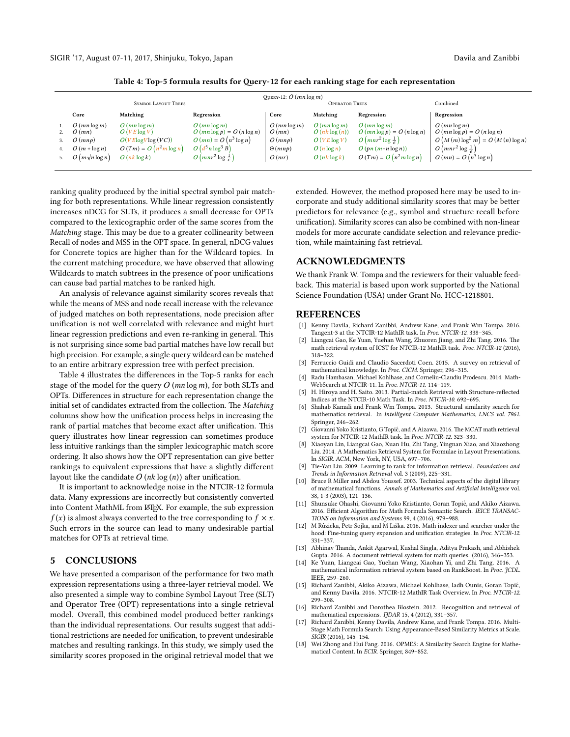**Table 4: Top-5 formula results for Query-12 for each ranking stage for each representation**

| | Query-12: $O\left(mn \log m\right)$ | | | | | | |
|---|---|---|---|---|---|---|---|
| | Symbol Layout Trees | | | Operator Trees | | | Combined |
| | Core | Matching | Regression | Core | Matching | Regression | Regression |
| 1. | $O\left(mn \log m\right)$ | $O\left(mn \log m\right)$ | $O\left(mn \log m\right)$ | $O\left(mn \log m\right)$ | $O\left(mn \log m\right)$ | $O\left(mn \log m\right)$ | $O\left(mn \log m\right)$ |
| 2. | $O\left(mn\right)$ | $O\left(VE \log V\right)$ | $O\left(mn \log p\right) = O\left(n \log n\right)$ | $O\left(mn\right)$ | $O\left(nk \log\left(n\right)\right)$ | $O\left(mn \log p\right) = O\left(n \log n\right)$ | $O\left(mn \log p\right) = O\left(n \log n\right)$ |
| 3. | $O\left(mnp\right)$ | $O(VE \log V \log\left(VC\right))$ | $O\left(mn\right) = O\left(n^3 \log n\right)$ | $O\left(mnp\right)$ | $O\left(VE \log V\right)$ | $O\left(mnr^2 \log \frac{1}{\epsilon}\right)$ | $O\left(M\left(m\right) \log^2 m\right) = O\left(M\left(n\right) \log n\right)$ |
| 4. | $O\left(m + \log n\right)$ | $O\left(Tm\right) = O\left(n^2 m \log n\right)$ | $O\left(d^3 n \log^3 B\right)$ | $\Theta\left(mnp\right)$ | $O\left(n \log n\right)$ | $O\left(pn\left(m+n \log n\right)\right)$ | $O\left(mnr^2 \log \frac{1}{\epsilon}\right)$ |
| 5. | $O\left(m\sqrt{n} \log n\right)$ | $O\left(nk \log k\right)$ | $O\left(mnr^2 \log \frac{1}{\epsilon}\right)$ | $O\left(mr\right)$ | $O\left(nk \log k\right)$ | $O\left(Tm\right) = O\left(n^2 m \log n\right)$ | $O\left(mn\right) = O\left(n^3 \log n\right)$ |

ranking quality produced by the initial spectral symbol pair matching for both representations. While linear regression consistently increases nDCG for SLTs, it produces a small decrease for OPTs compared to the lexicographic order of the same scores from the *Matching* stage. This may be due to a greater collinearity between Recall of nodes and MSS in the OPT space. In general, nDCG values for Concrete topics are higher than for the Wildcard topics. In the current matching procedure, we have observed that allowing Wildcards to match subtrees in the presence of poor unifications can cause bad partial matches to be ranked high.

An analysis of relevance against similarity scores reveals that while the means of MSS and node recall increase with the relevance of judged matches on both representations, node precision after unification is not well correlated with relevance and might hurt linear regression predictions and even re-ranking in general. This is not surprising since some bad partial matches have low recall but high precision. For example, a single query wildcard can be matched to an entire arbitrary expression tree with perfect precision.

Table 4 illustrates the differences in the Top-5 ranks for each stage of the model for the query $O\left(mn \log m\right)$, for both SLTs and OPTs. Differences in structure for each representation change the initial set of candidates extracted from the collection. The *Matching* columns show how the unification process helps in increasing the rank of partial matches that become exact after unification. This query illustrates how linear regression can sometimes produce less intuitive rankings than the simpler lexicographic match score ordering. It also shows how the OPT representation can give better rankings to equivalent expressions that have a slightly different layout like the candidate $O\left(nk \log\left(n\right)\right)$ after unification.

It is important to acknowledge noise in the NTCIR-12 formula data. Many expressions are incorrectly but consistently converted into Content MathML from LaTeX. For example, the sub expression $f\left(x\right)$ is almost always converted to the tree corresponding to $f \times x$. Such errors in the source can lead to many undesirable partial matches for OPTs at retrieval time.

## 5 CONCLUSIONS

We have presented a comparison of the performance for two math expression representations using a three-layer retrieval model. We also presented a simple way to combine Symbol Layout Tree (SLT) and Operator Tree (OPT) representations into a single retrieval model. Overall, this combined model produced better rankings than the individual representations. Our results suggest that additional restrictions are needed for unification, to prevent undesirable matches and resulting rankings. In this study, we simply used the similarity scores proposed in the original retrieval model that we extended. However, the method proposed here may be used to incorporate and study additional similarity scores that may be better predictors for relevance (e.g., symbol and structure recall before unification). Similarity scores can also be combined with non-linear models for more accurate candidate selection and relevance prediction, while maintaining fast retrieval.

## ACKNOWLEDGMENTS

We thank Frank W. Tompa and the reviewers for their valuable feedback. This material is based upon work supported by the National Science Foundation (USA) under Grant No. HCC-1218801.

## REFERENCES

[1] Kenny Davila, Richard Zanibbi, Andrew Kane, and Frank Wm Tompa. 2016. Tangent-3 at the NTCIR-12 MathIR task. In *Proc. NTCIR-12*. 338–345.

[2] Liangcai Gao, Ke Yuan, Yuehan Wang, Zhuoren Jiang, and Zhi Tang. 2016. The math retrieval system of ICST for NTCIR-12 MathIR task. *Proc. NTCIR-12* (2016), 318–322.

[3] Ferruccio Guidi and Claudio Sacerdoti Coen. 2015. A survey on retrieval of mathematical knowledge. In *Proc. CICM*. Springer, 296–315.

[4] Radu Hambasan, Michael Kohlhase, and Corneliu-Claudiu Prodescu. 2014. MathWebSearch at NTCIR-11. In *Proc. NTCIR-11*. 114–119.

[5] H. Hiroya and H. Saito. 2013. Partial-match Retrieval with Structure-reflected Indices at the NTCIR-10 Math Task. In *Proc. NTCIR-10*. 692–695.

[6] Shahab Kamali and Frank Wm Tompa. 2013. Structural similarity search for mathematics retrieval. In *Intelligent Computer Mathematics, LNCS vol. 7961*. Springer, 246–262.

[7] Giovanni Yoko Kristianto, G Topić, and A Aizawa. 2016. The MCAT math retrieval system for NTCIR-12 MathIR task. In *Proc. NTCIR-12*. 323–330.

[8] Xiaoyan Lin, Liangcai Gao, Xuan Hu, Zhi Tang, Yingnan Xiao, and Xiaozhong Liu. 2014. A Mathematics Retrieval System for Formulae in Layout Presentations. In *SIGIR*. ACM, New York, NY, USA, 697–706.

[9] Tie-Yan Liu. 2009. Learning to rank for information retrieval. *Foundations and Trends in Information Retrieval* vol. 3 (2009), 225–331.

[10] Bruce R Miller and Abdou Youssef. 2003. Technical aspects of the digital library of mathematical functions. *Annals of Mathematics and Artificial Intelligence* vol. 38, 1-3 (2003), 121–136.

[11] Shunsuke Ohashi, Giovanni Yoko Kristianto, Goran Topić, and Akiko Aizawa. 2016. Efficient Algorithm for Math Formula Semantic Search. *IEICE TRANSACTIONS on Information and Systems* 99, 4 (2016), 979–988.

[12] M Růžicka, Petr Sojka, and M Líška. 2016. Math indexer and searcher under the hood: Fine-tuning query expansion and unification strategies. In *Proc. NTCIR-12*. 331–337.

[13] Abhinav Thanda, Ankit Agarwal, Kushal Singla, Aditya Prakash, and Abhishek Gupta. 2016. A document retrieval system for math queries. (2016), 346–353.

[14] Ke Yuan, Liangcai Gao, Yuehan Wang, Xiaohan Yi, and Zhi Tang. 2016. A mathematical information retrieval system based on RankBoost. In *Proc. JCDL*. IEEE, 259–260.

[15] Richard Zanibbi, Akiko Aizawa, Michael Kohlhase, Iadh Ounis, Goran Topić, and Kenny Davila. 2016. NTCIR-12 MathIR Task Overview. In *Proc. NTCIR-12*. 299–308.

[16] Richard Zanibbi and Dorothea Blostein. 2012. Recognition and retrieval of mathematical expressions. *IJDAR* 15, 4 (2012), 331–357.

[17] Richard Zanibbi, Kenny Davila, Andrew Kane, and Frank Tompa. 2016. Multi-Stage Math Formula Search: Using Appearance-Based Similarity Metrics at Scale. *SIGIR* (2016), 145–154.

[18] Wei Zhong and Hui Fang. 2016. OPMES: A Similarity Search Engine for Mathematical Content. In *ECIR*. Springer, 849–852.